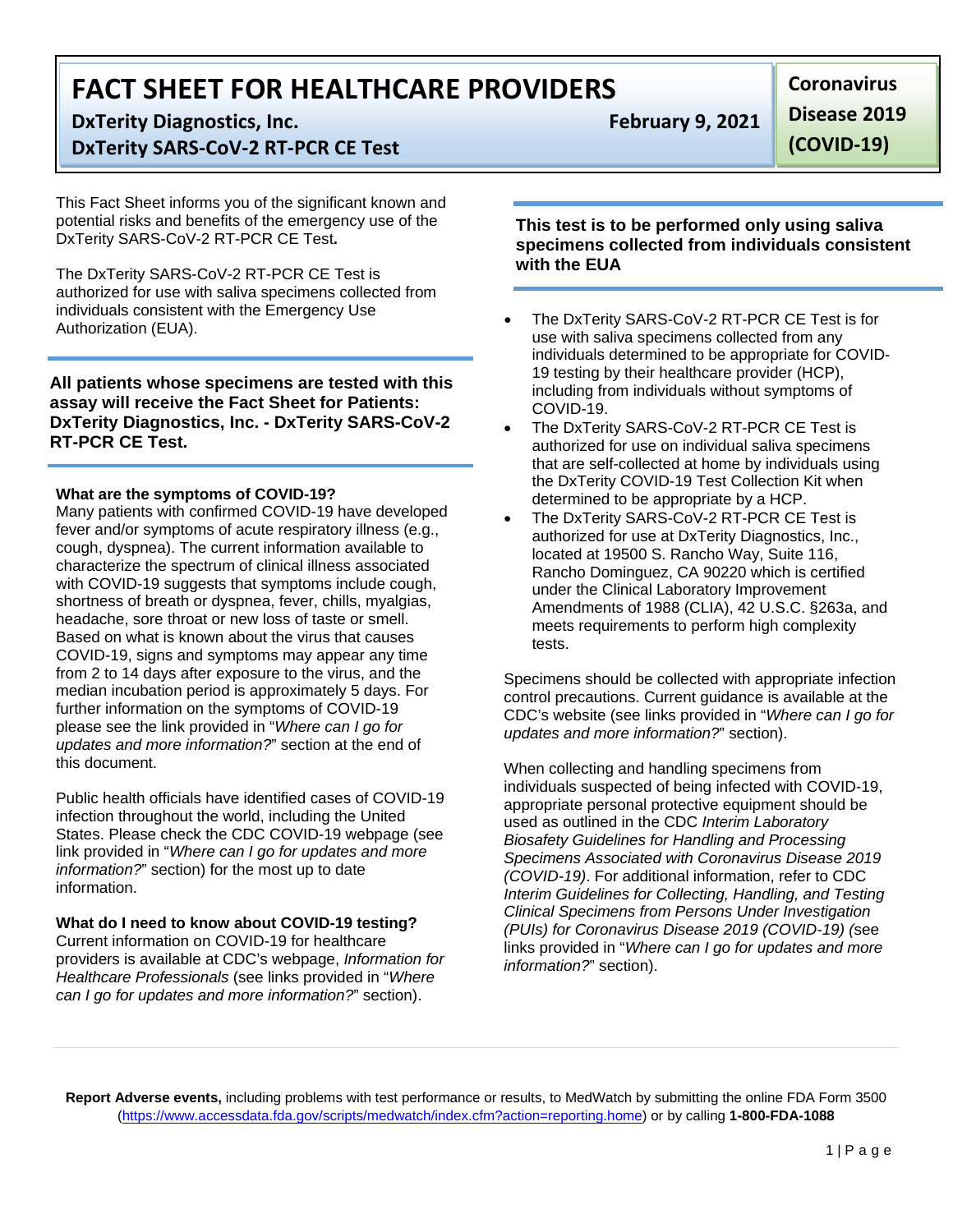# FACT SHEET FOR HEALTHCARE PROVIDERS

**DxTerity Diagnostics, Inc.**
**DxTerity SARS-CoV-2 RT-PCR CE Test**

**February 9, 2021**

**Coronavirus Disease 2019 (COVID-19)**

This Fact Sheet informs you of the significant known and potential risks and benefits of the emergency use of the DxTerity SARS-CoV-2 RT-PCR CE Test**.**

The DxTerity SARS-CoV-2 RT-PCR CE Test is authorized for use with saliva specimens collected from individuals consistent with the Emergency Use Authorization (EUA).

**All patients whose specimens are tested with this assay will receive the Fact Sheet for Patients: DxTerity Diagnostics, Inc. - DxTerity SARS-CoV-2 RT-PCR CE Test.**

**What are the symptoms of COVID-19?**
Many patients with confirmed COVID-19 have developed fever and/or symptoms of acute respiratory illness (e.g., cough, dyspnea). The current information available to characterize the spectrum of clinical illness associated with COVID-19 suggests that symptoms include cough, shortness of breath or dyspnea, fever, chills, myalgias, headache, sore throat or new loss of taste or smell. Based on what is known about the virus that causes COVID-19, signs and symptoms may appear any time from 2 to 14 days after exposure to the virus, and the median incubation period is approximately 5 days. For further information on the symptoms of COVID-19 please see the link provided in "*Where can I go for updates and more information?*" section at the end of this document.

Public health officials have identified cases of COVID-19 infection throughout the world, including the United States. Please check the CDC COVID-19 webpage (see link provided in "*Where can I go for updates and more information?*" section) for the most up to date information.

**What do I need to know about COVID-19 testing?**
Current information on COVID-19 for healthcare providers is available at CDC's webpage, *Information for Healthcare Professionals* (see links provided in "*Where can I go for updates and more information?*" section).

**This test is to be performed only using saliva specimens collected from individuals consistent with the EUA**

- The DxTerity SARS-CoV-2 RT-PCR CE Test is for use with saliva specimens collected from any individuals determined to be appropriate for COVID-19 testing by their healthcare provider (HCP), including from individuals without symptoms of COVID-19.
- The DxTerity SARS-CoV-2 RT-PCR CE Test is authorized for use on individual saliva specimens that are self-collected at home by individuals using the DxTerity COVID-19 Test Collection Kit when determined to be appropriate by a HCP.
- The DxTerity SARS-CoV-2 RT-PCR CE Test is authorized for use at DxTerity Diagnostics, Inc., located at 19500 S. Rancho Way, Suite 116, Rancho Dominguez, CA 90220 which is certified under the Clinical Laboratory Improvement Amendments of 1988 (CLIA), 42 U.S.C. §263a, and meets requirements to perform high complexity tests.

Specimens should be collected with appropriate infection control precautions. Current guidance is available at the CDC's website (see links provided in "*Where can I go for updates and more information?*" section).

When collecting and handling specimens from individuals suspected of being infected with COVID-19, appropriate personal protective equipment should be used as outlined in the CDC *Interim Laboratory Biosafety Guidelines for Handling and Processing Specimens Associated with Coronavirus Disease 2019 (COVID-19)*. For additional information, refer to CDC *Interim Guidelines for Collecting, Handling, and Testing Clinical Specimens from Persons Under Investigation (PUIs) for Coronavirus Disease 2019 (COVID-19) (*see links provided in "*Where can I go for updates and more information?*" section).

**Report Adverse events,** including problems with test performance or results, to MedWatch by submitting the online FDA Form 3500 (https://www.accessdata.fda.gov/scripts/medwatch/index.cfm?action=reporting.home) or by calling **1-800-FDA-1088**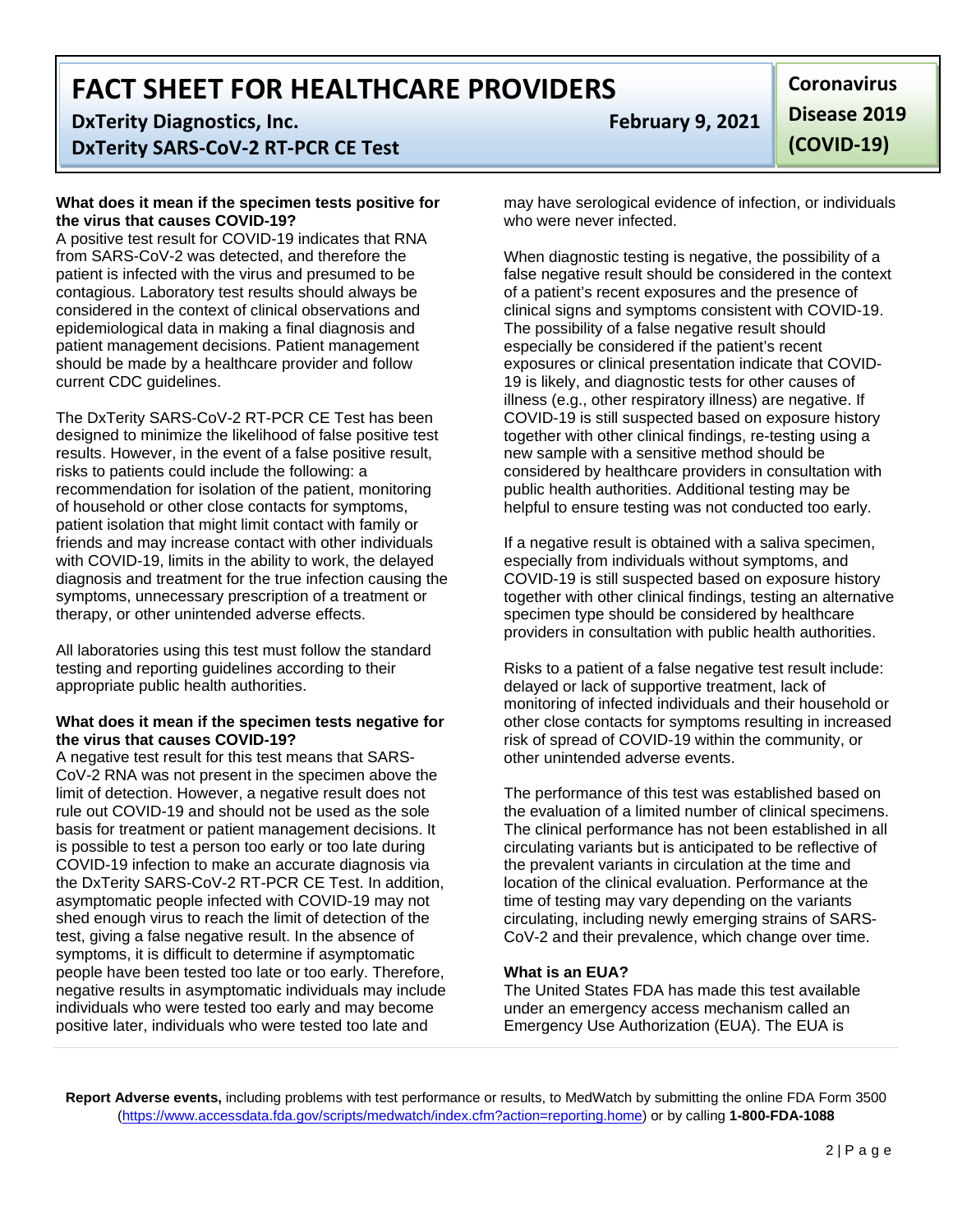**What does it mean if the specimen tests positive for the virus that causes COVID-19?**

A positive test result for COVID-19 indicates that RNA from SARS-CoV-2 was detected, and therefore the patient is infected with the virus and presumed to be contagious. Laboratory test results should always be considered in the context of clinical observations and epidemiological data in making a final diagnosis and patient management decisions. Patient management should be made by a healthcare provider and follow current CDC guidelines.

The DxTerity SARS-CoV-2 RT-PCR CE Test has been designed to minimize the likelihood of false positive test results. However, in the event of a false positive result, risks to patients could include the following: a recommendation for isolation of the patient, monitoring of household or other close contacts for symptoms, patient isolation that might limit contact with family or friends and may increase contact with other individuals with COVID-19, limits in the ability to work, the delayed diagnosis and treatment for the true infection causing the symptoms, unnecessary prescription of a treatment or therapy, or other unintended adverse effects.

All laboratories using this test must follow the standard testing and reporting guidelines according to their appropriate public health authorities.

**What does it mean if the specimen tests negative for the virus that causes COVID-19?**

A negative test result for this test means that SARS-CoV-2 RNA was not present in the specimen above the limit of detection. However, a negative result does not rule out COVID-19 and should not be used as the sole basis for treatment or patient management decisions. It is possible to test a person too early or too late during COVID-19 infection to make an accurate diagnosis via the DxTerity SARS-CoV-2 RT-PCR CE Test. In addition, asymptomatic people infected with COVID-19 may not shed enough virus to reach the limit of detection of the test, giving a false negative result. In the absence of symptoms, it is difficult to determine if asymptomatic people have been tested too late or too early. Therefore, negative results in asymptomatic individuals may include individuals who were tested too early and may become positive later, individuals who were tested too late and may have serological evidence of infection, or individuals who were never infected.

When diagnostic testing is negative, the possibility of a false negative result should be considered in the context of a patient's recent exposures and the presence of clinical signs and symptoms consistent with COVID-19. The possibility of a false negative result should especially be considered if the patient's recent exposures or clinical presentation indicate that COVID-19 is likely, and diagnostic tests for other causes of illness (e.g., other respiratory illness) are negative. If COVID-19 is still suspected based on exposure history together with other clinical findings, re-testing using a new sample with a sensitive method should be considered by healthcare providers in consultation with public health authorities. Additional testing may be helpful to ensure testing was not conducted too early.

If a negative result is obtained with a saliva specimen, especially from individuals without symptoms, and COVID-19 is still suspected based on exposure history together with other clinical findings, testing an alternative specimen type should be considered by healthcare providers in consultation with public health authorities.

Risks to a patient of a false negative test result include: delayed or lack of supportive treatment, lack of monitoring of infected individuals and their household or other close contacts for symptoms resulting in increased risk of spread of COVID-19 within the community, or other unintended adverse events.

The performance of this test was established based on the evaluation of a limited number of clinical specimens. The clinical performance has not been established in all circulating variants but is anticipated to be reflective of the prevalent variants in circulation at the time and location of the clinical evaluation. Performance at the time of testing may vary depending on the variants circulating, including newly emerging strains of SARS-CoV-2 and their prevalence, which change over time.

**What is an EUA?**

The United States FDA has made this test available under an emergency access mechanism called an Emergency Use Authorization (EUA). The EUA is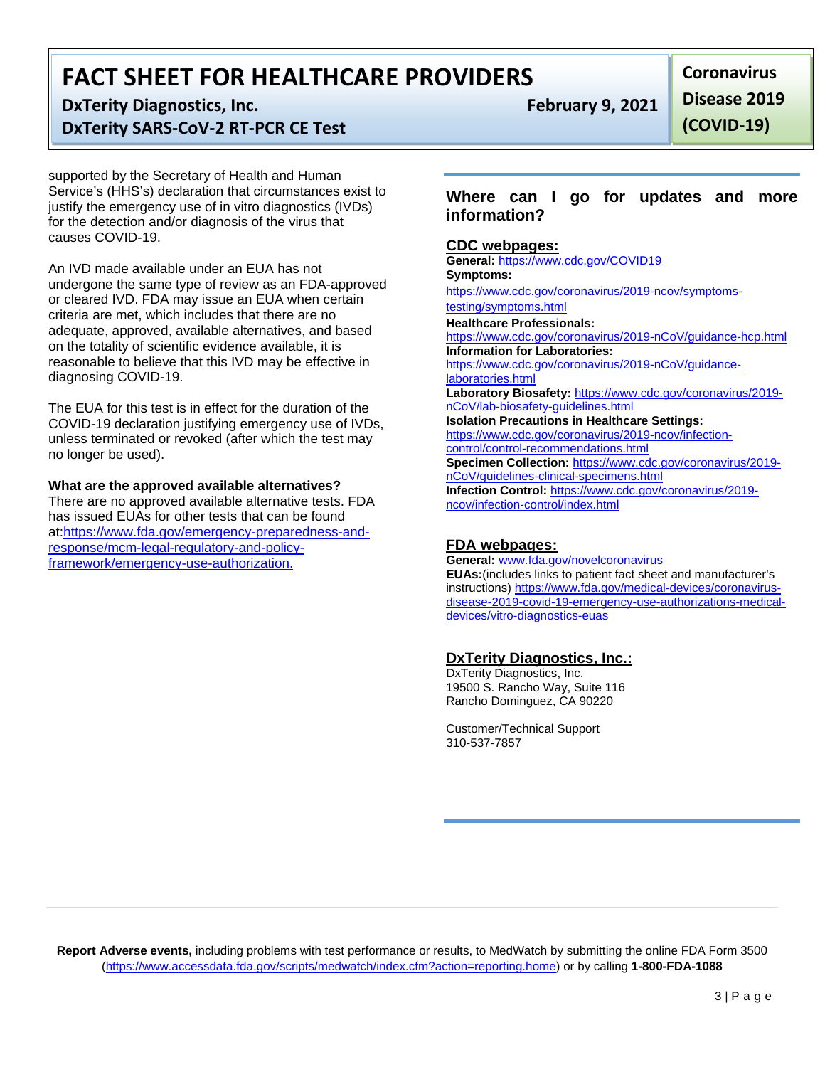supported by the Secretary of Health and Human Service's (HHS's) declaration that circumstances exist to justify the emergency use of in vitro diagnostics (IVDs) for the detection and/or diagnosis of the virus that causes COVID-19.

An IVD made available under an EUA has not undergone the same type of review as an FDA-approved or cleared IVD. FDA may issue an EUA when certain criteria are met, which includes that there are no adequate, approved, available alternatives, and based on the totality of scientific evidence available, it is reasonable to believe that this IVD may be effective in diagnosing COVID-19.

The EUA for this test is in effect for the duration of the COVID-19 declaration justifying emergency use of IVDs, unless terminated or revoked (after which the test may no longer be used).

**What are the approved available alternatives?**
There are no approved available alternative tests. FDA has issued EUAs for other tests that can be found at:https://www.fda.gov/emergency-preparedness-and-response/mcm-legal-regulatory-and-policy-framework/emergency-use-authorization.

## Where can I go for updates and more information?

### CDC webpages:

**General:** https://www.cdc.gov/COVID19
**Symptoms:** https://www.cdc.gov/coronavirus/2019-ncov/symptoms-testing/symptoms.html
**Healthcare Professionals:** https://www.cdc.gov/coronavirus/2019-nCoV/guidance-hcp.html
**Information for Laboratories:** https://www.cdc.gov/coronavirus/2019-nCoV/guidance-laboratories.html
**Laboratory Biosafety:** https://www.cdc.gov/coronavirus/2019-nCoV/lab-biosafety-guidelines.html
**Isolation Precautions in Healthcare Settings:** https://www.cdc.gov/coronavirus/2019-ncov/infection-control/control-recommendations.html
**Specimen Collection:** https://www.cdc.gov/coronavirus/2019-nCoV/guidelines-clinical-specimens.html
**Infection Control:** https://www.cdc.gov/coronavirus/2019-ncov/infection-control/index.html

### FDA webpages:

**General:** www.fda.gov/novelcoronavirus
**EUAs:**(includes links to patient fact sheet and manufacturer's instructions) https://www.fda.gov/medical-devices/coronavirus-disease-2019-covid-19-emergency-use-authorizations-medical-devices/vitro-diagnostics-euas

### DxTerity Diagnostics, Inc.:

DxTerity Diagnostics, Inc.
19500 S. Rancho Way, Suite 116
Rancho Dominguez, CA 90220

Customer/Technical Support
310-537-7857

**Report Adverse events,** including problems with test performance or results, to MedWatch by submitting the online FDA Form 3500 (https://www.accessdata.fda.gov/scripts/medwatch/index.cfm?action=reporting.home) or by calling **1-800-FDA-1088**